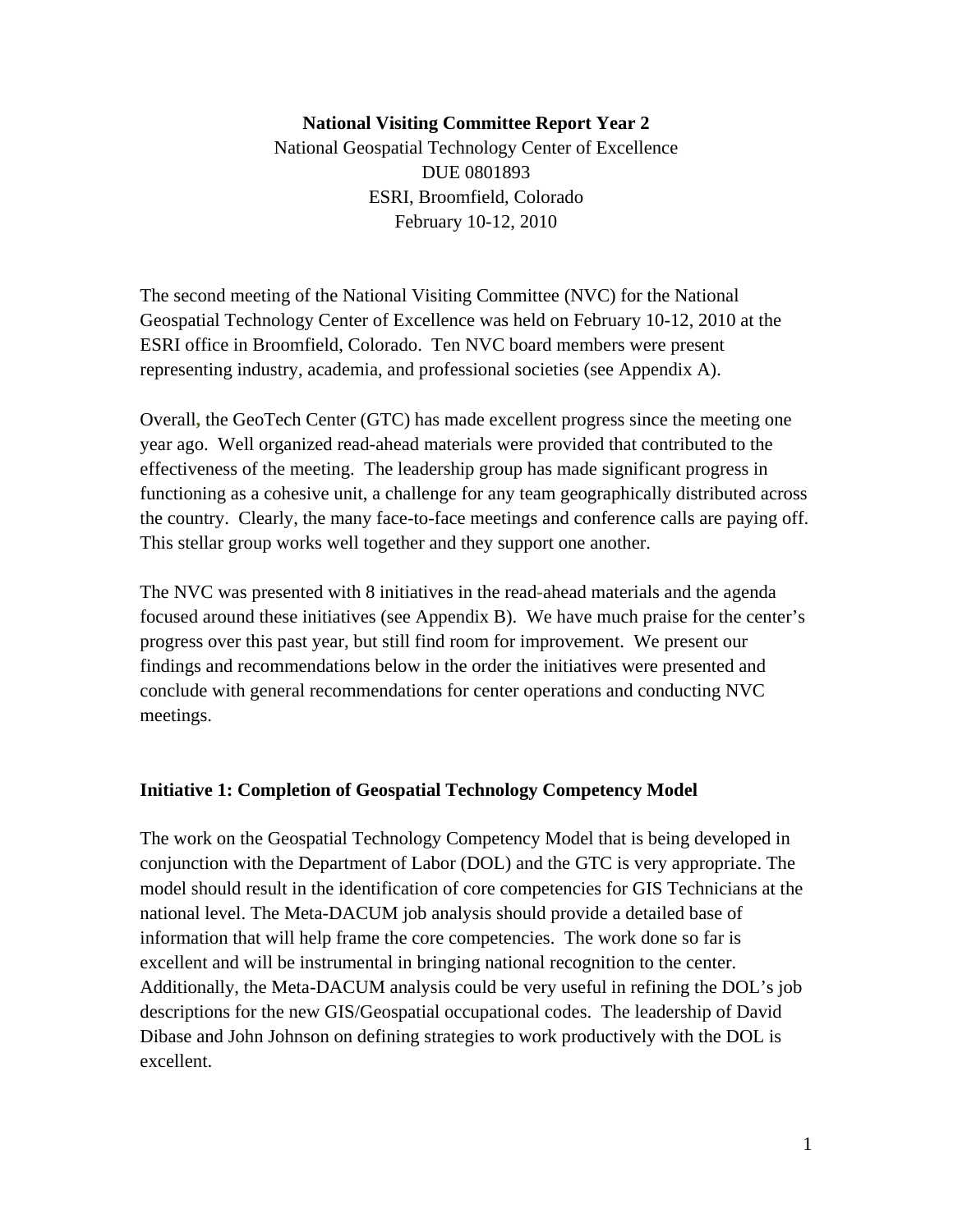**National Visiting Committee Report Year 2**

National Geospatial Technology Center of Excellence
DUE 0801893
ESRI, Broomfield, Colorado
February 10-12, 2010

The second meeting of the National Visiting Committee (NVC) for the National Geospatial Technology Center of Excellence was held on February 10-12, 2010 at the ESRI office in Broomfield, Colorado. Ten NVC board members were present representing industry, academia, and professional societies (see Appendix A).

Overall, the GeoTech Center (GTC) has made excellent progress since the meeting one year ago. Well organized read-ahead materials were provided that contributed to the effectiveness of the meeting. The leadership group has made significant progress in functioning as a cohesive unit, a challenge for any team geographically distributed across the country. Clearly, the many face-to-face meetings and conference calls are paying off. This stellar group works well together and they support one another.

The NVC was presented with 8 initiatives in the read-ahead materials and the agenda focused around these initiatives (see Appendix B). We have much praise for the center's progress over this past year, but still find room for improvement. We present our findings and recommendations below in the order the initiatives were presented and conclude with general recommendations for center operations and conducting NVC meetings.

### Initiative 1: Completion of Geospatial Technology Competency Model

The work on the Geospatial Technology Competency Model that is being developed in conjunction with the Department of Labor (DOL) and the GTC is very appropriate. The model should result in the identification of core competencies for GIS Technicians at the national level. The Meta-DACUM job analysis should provide a detailed base of information that will help frame the core competencies. The work done so far is excellent and will be instrumental in bringing national recognition to the center. Additionally, the Meta-DACUM analysis could be very useful in refining the DOL's job descriptions for the new GIS/Geospatial occupational codes. The leadership of David Dibase and John Johnson on defining strategies to work productively with the DOL is excellent.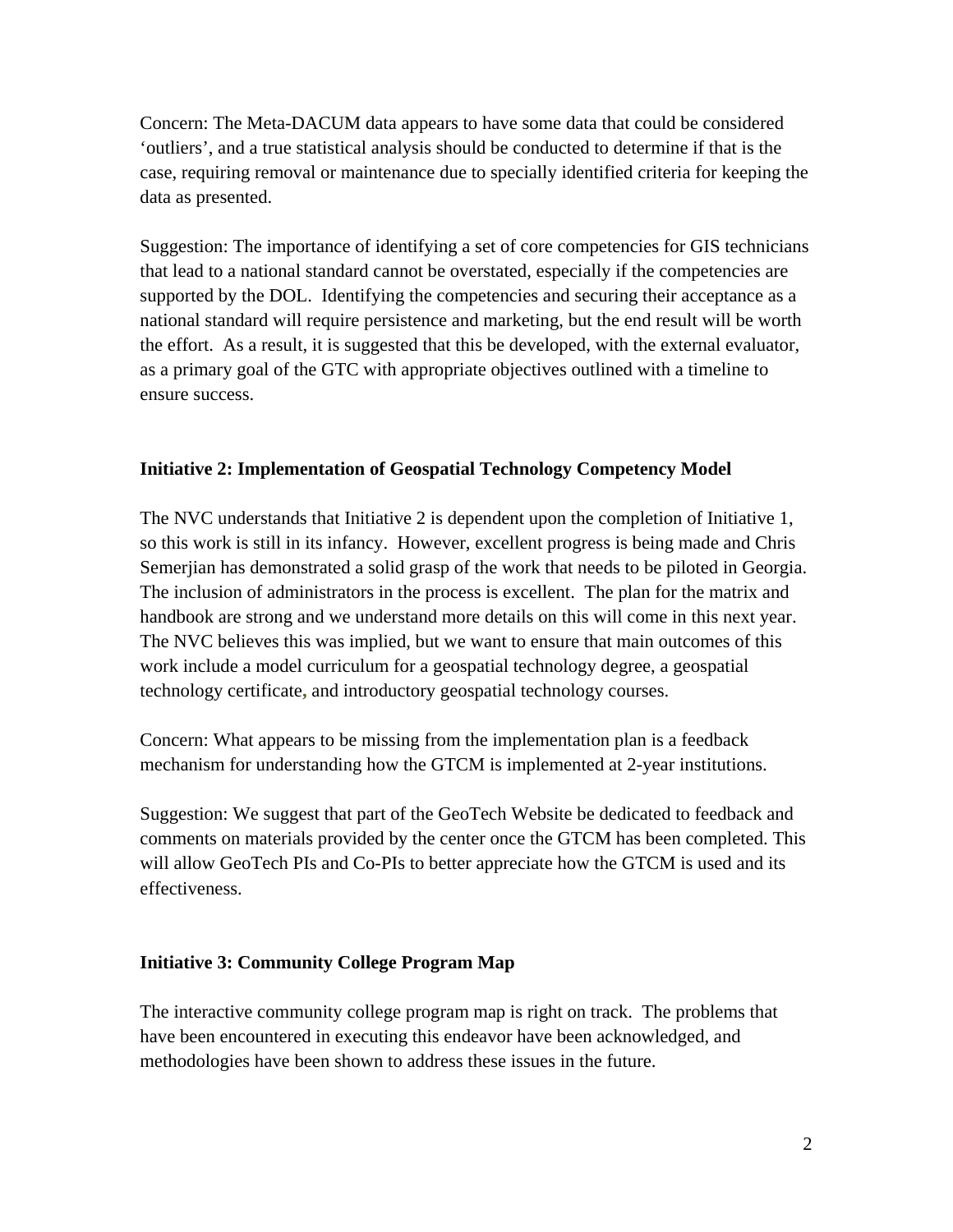Concern: The Meta-DACUM data appears to have some data that could be considered 'outliers', and a true statistical analysis should be conducted to determine if that is the case, requiring removal or maintenance due to specially identified criteria for keeping the data as presented.

Suggestion: The importance of identifying a set of core competencies for GIS technicians that lead to a national standard cannot be overstated, especially if the competencies are supported by the DOL. Identifying the competencies and securing their acceptance as a national standard will require persistence and marketing, but the end result will be worth the effort. As a result, it is suggested that this be developed, with the external evaluator, as a primary goal of the GTC with appropriate objectives outlined with a timeline to ensure success.

**Initiative 2: Implementation of Geospatial Technology Competency Model**

The NVC understands that Initiative 2 is dependent upon the completion of Initiative 1, so this work is still in its infancy. However, excellent progress is being made and Chris Semerjian has demonstrated a solid grasp of the work that needs to be piloted in Georgia. The inclusion of administrators in the process is excellent. The plan for the matrix and handbook are strong and we understand more details on this will come in this next year. The NVC believes this was implied, but we want to ensure that main outcomes of this work include a model curriculum for a geospatial technology degree, a geospatial technology certificate, and introductory geospatial technology courses.

Concern: What appears to be missing from the implementation plan is a feedback mechanism for understanding how the GTCM is implemented at 2-year institutions.

Suggestion: We suggest that part of the GeoTech Website be dedicated to feedback and comments on materials provided by the center once the GTCM has been completed. This will allow GeoTech PIs and Co-PIs to better appreciate how the GTCM is used and its effectiveness.

**Initiative 3: Community College Program Map**

The interactive community college program map is right on track. The problems that have been encountered in executing this endeavor have been acknowledged, and methodologies have been shown to address these issues in the future.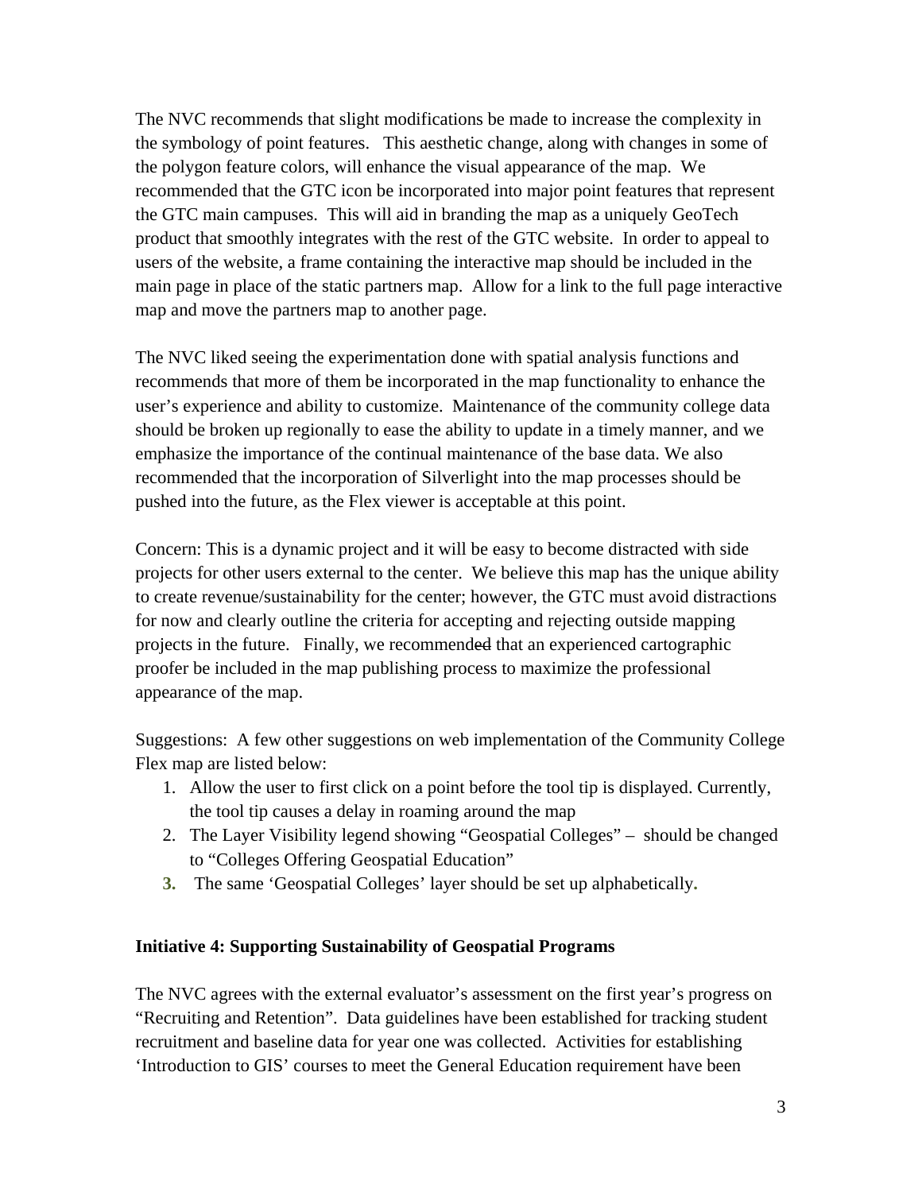The NVC recommends that slight modifications be made to increase the complexity in the symbology of point features. This aesthetic change, along with changes in some of the polygon feature colors, will enhance the visual appearance of the map. We recommended that the GTC icon be incorporated into major point features that represent the GTC main campuses. This will aid in branding the map as a uniquely GeoTech product that smoothly integrates with the rest of the GTC website. In order to appeal to users of the website, a frame containing the interactive map should be included in the main page in place of the static partners map. Allow for a link to the full page interactive map and move the partners map to another page.

The NVC liked seeing the experimentation done with spatial analysis functions and recommends that more of them be incorporated in the map functionality to enhance the user's experience and ability to customize. Maintenance of the community college data should be broken up regionally to ease the ability to update in a timely manner, and we emphasize the importance of the continual maintenance of the base data. We also recommended that the incorporation of Silverlight into the map processes should be pushed into the future, as the Flex viewer is acceptable at this point.

Concern: This is a dynamic project and it will be easy to become distracted with side projects for other users external to the center. We believe this map has the unique ability to create revenue/sustainability for the center; however, the GTC must avoid distractions for now and clearly outline the criteria for accepting and rejecting outside mapping projects in the future. Finally, we recommended that an experienced cartographic proofer be included in the map publishing process to maximize the professional appearance of the map.

Suggestions: A few other suggestions on web implementation of the Community College Flex map are listed below:

1. Allow the user to first click on a point before the tool tip is displayed. Currently, the tool tip causes a delay in roaming around the map
2. The Layer Visibility legend showing "Geospatial Colleges" – should be changed to "Colleges Offering Geospatial Education"
3. The same 'Geospatial Colleges' layer should be set up alphabetically.

**Initiative 4: Supporting Sustainability of Geospatial Programs**

The NVC agrees with the external evaluator's assessment on the first year's progress on "Recruiting and Retention". Data guidelines have been established for tracking student recruitment and baseline data for year one was collected. Activities for establishing 'Introduction to GIS' courses to meet the General Education requirement have been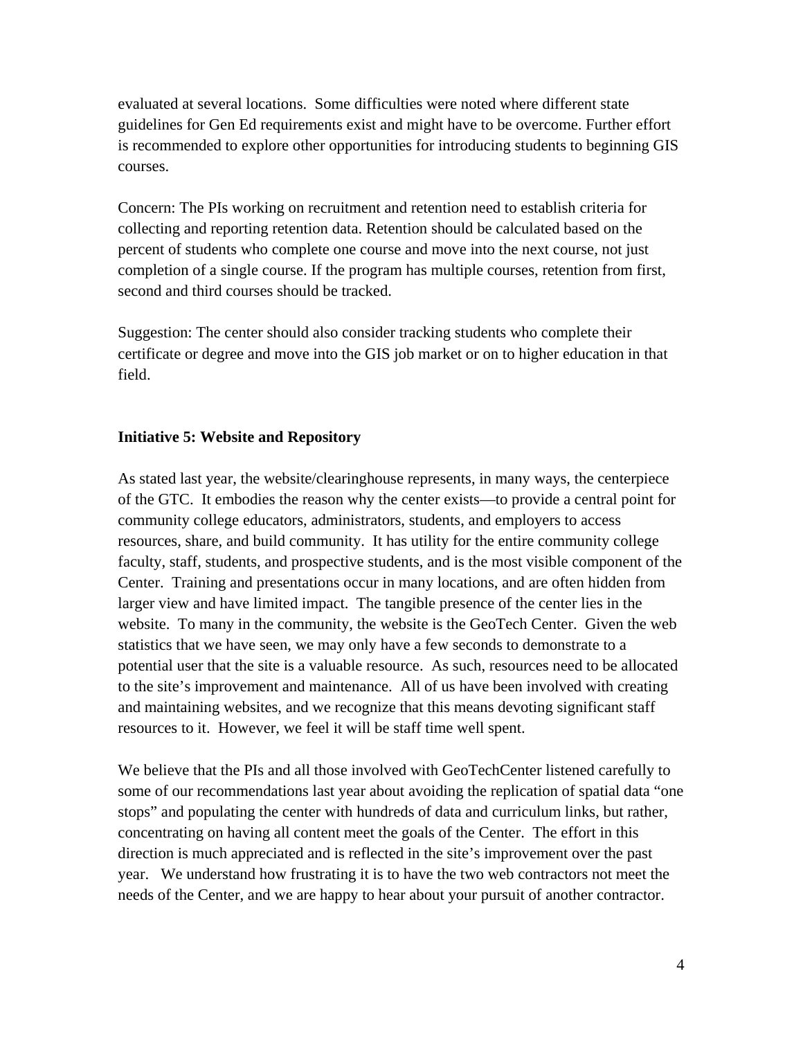evaluated at several locations. Some difficulties were noted where different state guidelines for Gen Ed requirements exist and might have to be overcome. Further effort is recommended to explore other opportunities for introducing students to beginning GIS courses.

Concern: The PIs working on recruitment and retention need to establish criteria for collecting and reporting retention data. Retention should be calculated based on the percent of students who complete one course and move into the next course, not just completion of a single course. If the program has multiple courses, retention from first, second and third courses should be tracked.

Suggestion: The center should also consider tracking students who complete their certificate or degree and move into the GIS job market or on to higher education in that field.

**Initiative 5: Website and Repository**

As stated last year, the website/clearinghouse represents, in many ways, the centerpiece of the GTC. It embodies the reason why the center exists—to provide a central point for community college educators, administrators, students, and employers to access resources, share, and build community. It has utility for the entire community college faculty, staff, students, and prospective students, and is the most visible component of the Center. Training and presentations occur in many locations, and are often hidden from larger view and have limited impact. The tangible presence of the center lies in the website. To many in the community, the website is the GeoTech Center. Given the web statistics that we have seen, we may only have a few seconds to demonstrate to a potential user that the site is a valuable resource. As such, resources need to be allocated to the site's improvement and maintenance. All of us have been involved with creating and maintaining websites, and we recognize that this means devoting significant staff resources to it. However, we feel it will be staff time well spent.

We believe that the PIs and all those involved with GeoTechCenter listened carefully to some of our recommendations last year about avoiding the replication of spatial data "one stops" and populating the center with hundreds of data and curriculum links, but rather, concentrating on having all content meet the goals of the Center. The effort in this direction is much appreciated and is reflected in the site's improvement over the past year. We understand how frustrating it is to have the two web contractors not meet the needs of the Center, and we are happy to hear about your pursuit of another contractor.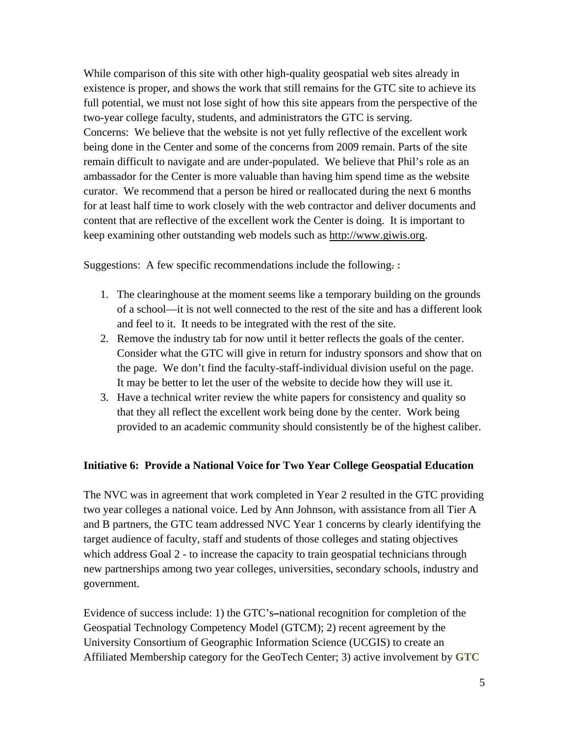While comparison of this site with other high-quality geospatial web sites already in existence is proper, and shows the work that still remains for the GTC site to achieve its full potential, we must not lose sight of how this site appears from the perspective of the two-year college faculty, students, and administrators the GTC is serving.
Concerns: We believe that the website is not yet fully reflective of the excellent work being done in the Center and some of the concerns from 2009 remain. Parts of the site remain difficult to navigate and are under-populated. We believe that Phil's role as an ambassador for the Center is more valuable than having him spend time as the website curator. We recommend that a person be hired or reallocated during the next 6 months for at least half time to work closely with the web contractor and deliver documents and content that are reflective of the excellent work the Center is doing. It is important to keep examining other outstanding web models such as http://www.giwis.org.

Suggestions: A few specific recommendations include the following. :

1. The clearinghouse at the moment seems like a temporary building on the grounds of a school—it is not well connected to the rest of the site and has a different look and feel to it. It needs to be integrated with the rest of the site.
2. Remove the industry tab for now until it better reflects the goals of the center. Consider what the GTC will give in return for industry sponsors and show that on the page. We don't find the faculty-staff-individual division useful on the page. It may be better to let the user of the website to decide how they will use it.
3. Have a technical writer review the white papers for consistency and quality so that they all reflect the excellent work being done by the center. Work being provided to an academic community should consistently be of the highest caliber.

**Initiative 6: Provide a National Voice for Two Year College Geospatial Education**

The NVC was in agreement that work completed in Year 2 resulted in the GTC providing two year colleges a national voice. Led by Ann Johnson, with assistance from all Tier A and B partners, the GTC team addressed NVC Year 1 concerns by clearly identifying the target audience of faculty, staff and students of those colleges and stating objectives which address Goal 2 - to increase the capacity to train geospatial technicians through new partnerships among two year colleges, universities, secondary schools, industry and government.

Evidence of success include: 1) the GTC's national recognition for completion of the Geospatial Technology Competency Model (GTCM); 2) recent agreement by the University Consortium of Geographic Information Science (UCGIS) to create an Affiliated Membership category for the GeoTech Center; 3) active involvement by **GTC**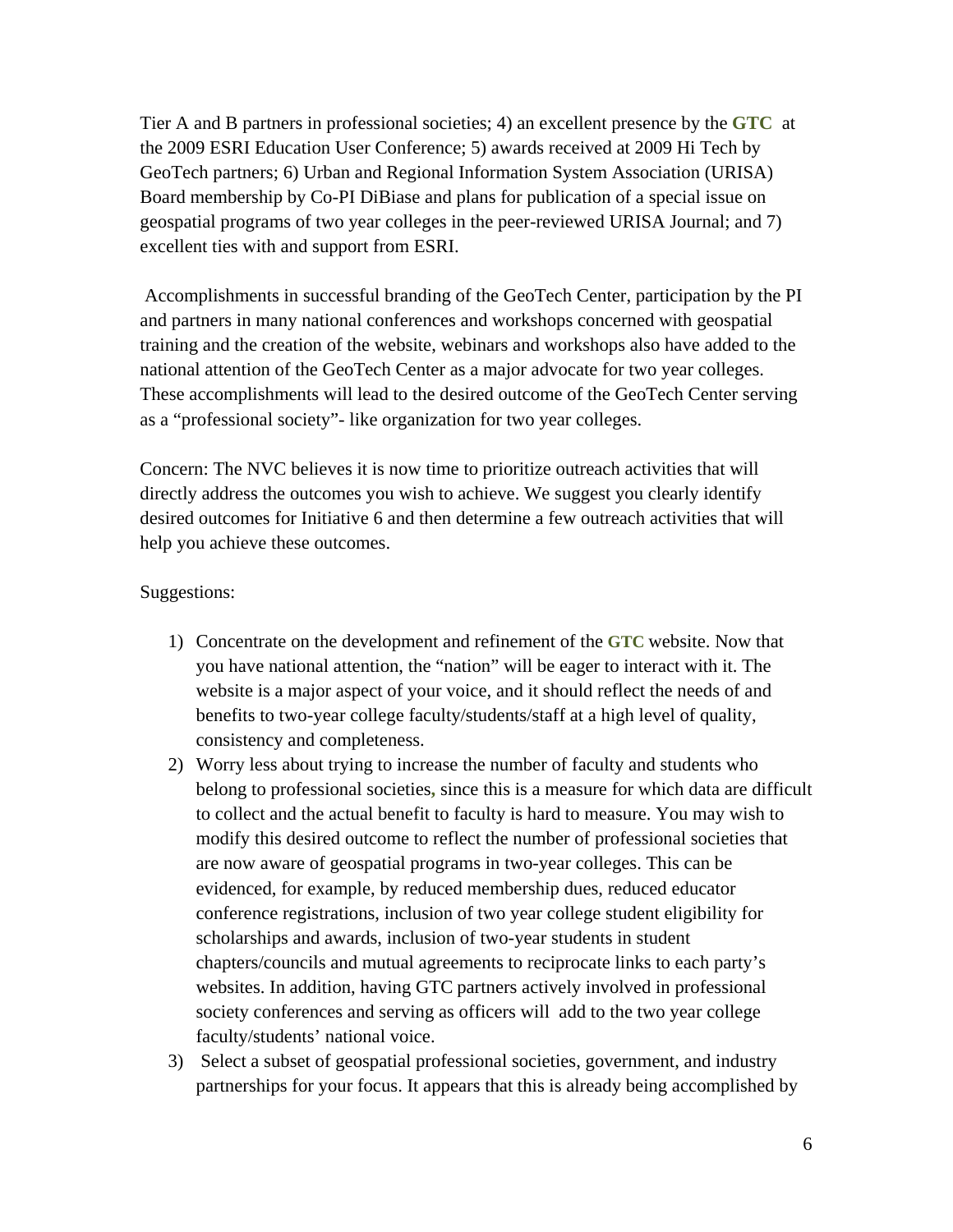Tier A and B partners in professional societies; 4) an excellent presence by the **GTC** at the 2009 ESRI Education User Conference; 5) awards received at 2009 Hi Tech by GeoTech partners; 6) Urban and Regional Information System Association (URISA) Board membership by Co-PI DiBiase and plans for publication of a special issue on geospatial programs of two year colleges in the peer-reviewed URISA Journal; and 7) excellent ties with and support from ESRI.

Accomplishments in successful branding of the GeoTech Center, participation by the PI and partners in many national conferences and workshops concerned with geospatial training and the creation of the website, webinars and workshops also have added to the national attention of the GeoTech Center as a major advocate for two year colleges. These accomplishments will lead to the desired outcome of the GeoTech Center serving as a "professional society"- like organization for two year colleges.

Concern: The NVC believes it is now time to prioritize outreach activities that will directly address the outcomes you wish to achieve. We suggest you clearly identify desired outcomes for Initiative 6 and then determine a few outreach activities that will help you achieve these outcomes.

Suggestions:

1) Concentrate on the development and refinement of the **GTC** website. Now that you have national attention, the "nation" will be eager to interact with it. The website is a major aspect of your voice, and it should reflect the needs of and benefits to two-year college faculty/students/staff at a high level of quality, consistency and completeness.
2) Worry less about trying to increase the number of faculty and students who belong to professional societies, since this is a measure for which data are difficult to collect and the actual benefit to faculty is hard to measure. You may wish to modify this desired outcome to reflect the number of professional societies that are now aware of geospatial programs in two-year colleges. This can be evidenced, for example, by reduced membership dues, reduced educator conference registrations, inclusion of two year college student eligibility for scholarships and awards, inclusion of two-year students in student chapters/councils and mutual agreements to reciprocate links to each party's websites. In addition, having GTC partners actively involved in professional society conferences and serving as officers will add to the two year college faculty/students' national voice.
3) Select a subset of geospatial professional societies, government, and industry partnerships for your focus. It appears that this is already being accomplished by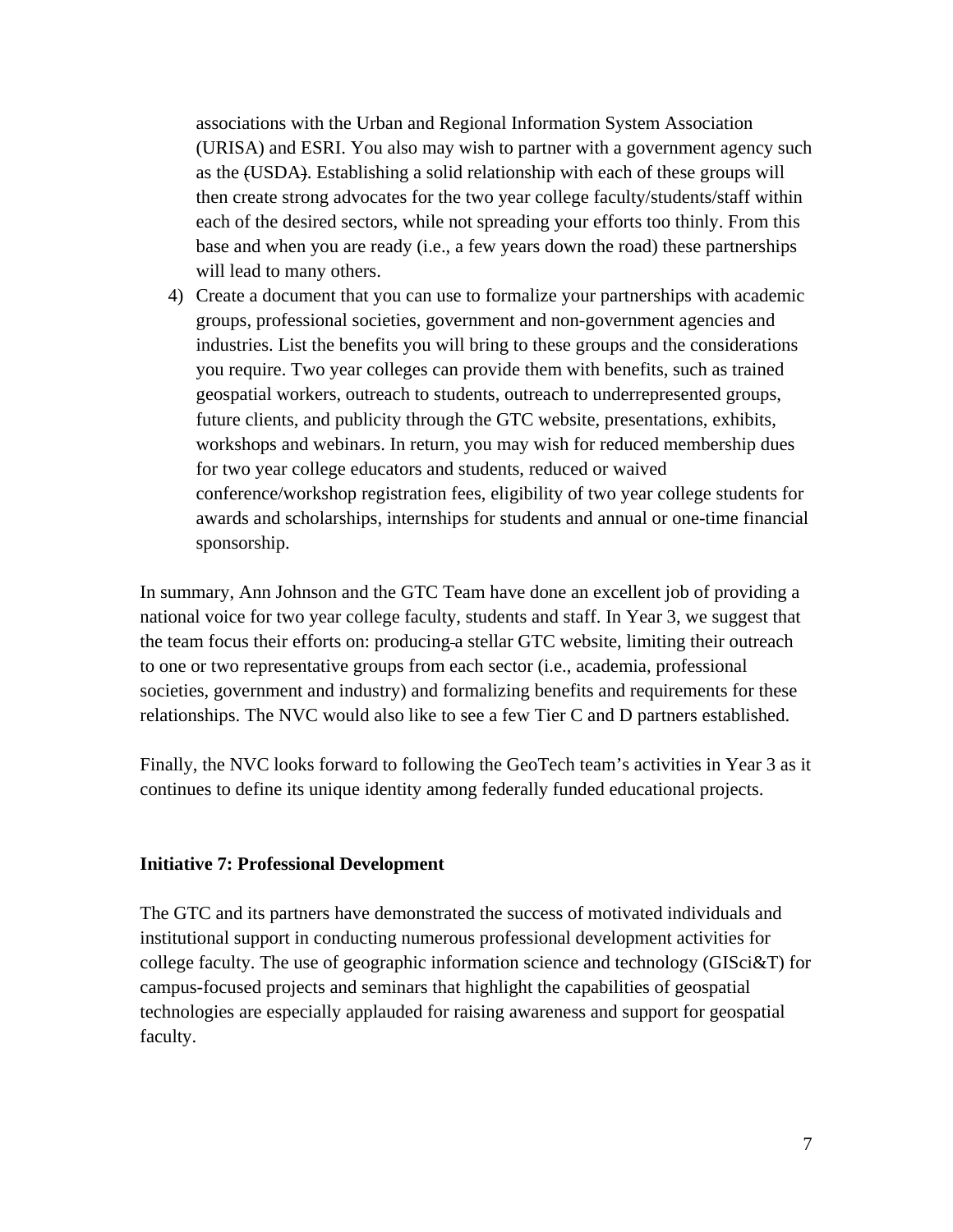associations with the Urban and Regional Information System Association (URISA) and ESRI. You also may wish to partner with a government agency such as the (USDA). Establishing a solid relationship with each of these groups will then create strong advocates for the two year college faculty/students/staff within each of the desired sectors, while not spreading your efforts too thinly. From this base and when you are ready (i.e., a few years down the road) these partnerships will lead to many others.

4) Create a document that you can use to formalize your partnerships with academic groups, professional societies, government and non-government agencies and industries. List the benefits you will bring to these groups and the considerations you require. Two year colleges can provide them with benefits, such as trained geospatial workers, outreach to students, outreach to underrepresented groups, future clients, and publicity through the GTC website, presentations, exhibits, workshops and webinars. In return, you may wish for reduced membership dues for two year college educators and students, reduced or waived conference/workshop registration fees, eligibility of two year college students for awards and scholarships, internships for students and annual or one-time financial sponsorship.

In summary, Ann Johnson and the GTC Team have done an excellent job of providing a national voice for two year college faculty, students and staff. In Year 3, we suggest that the team focus their efforts on: producing a stellar GTC website, limiting their outreach to one or two representative groups from each sector (i.e., academia, professional societies, government and industry) and formalizing benefits and requirements for these relationships. The NVC would also like to see a few Tier C and D partners established.

Finally, the NVC looks forward to following the GeoTech team's activities in Year 3 as it continues to define its unique identity among federally funded educational projects.

**Initiative 7: Professional Development**

The GTC and its partners have demonstrated the success of motivated individuals and institutional support in conducting numerous professional development activities for college faculty. The use of geographic information science and technology (GISci&T) for campus-focused projects and seminars that highlight the capabilities of geospatial technologies are especially applauded for raising awareness and support for geospatial faculty.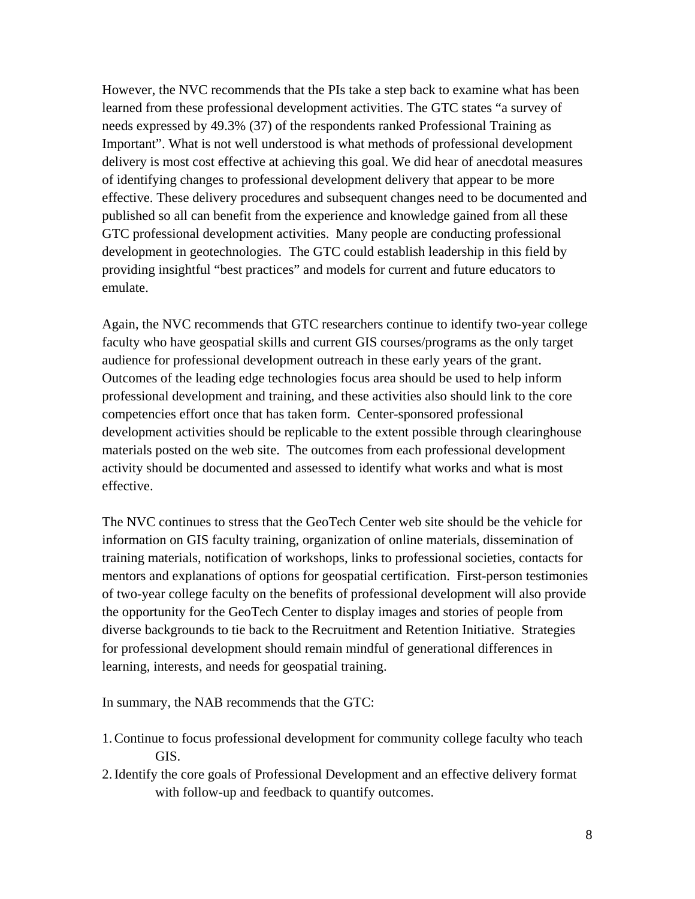However, the NVC recommends that the PIs take a step back to examine what has been learned from these professional development activities. The GTC states "a survey of needs expressed by 49.3% (37) of the respondents ranked Professional Training as Important". What is not well understood is what methods of professional development delivery is most cost effective at achieving this goal. We did hear of anecdotal measures of identifying changes to professional development delivery that appear to be more effective. These delivery procedures and subsequent changes need to be documented and published so all can benefit from the experience and knowledge gained from all these GTC professional development activities.  Many people are conducting professional development in geotechnologies.  The GTC could establish leadership in this field by providing insightful "best practices" and models for current and future educators to emulate.

Again, the NVC recommends that GTC researchers continue to identify two-year college faculty who have geospatial skills and current GIS courses/programs as the only target audience for professional development outreach in these early years of the grant. Outcomes of the leading edge technologies focus area should be used to help inform professional development and training, and these activities also should link to the core competencies effort once that has taken form.  Center-sponsored professional development activities should be replicable to the extent possible through clearinghouse materials posted on the web site.  The outcomes from each professional development activity should be documented and assessed to identify what works and what is most effective.

The NVC continues to stress that the GeoTech Center web site should be the vehicle for information on GIS faculty training, organization of online materials, dissemination of training materials, notification of workshops, links to professional societies, contacts for mentors and explanations of options for geospatial certification.  First-person testimonies of two-year college faculty on the benefits of professional development will also provide the opportunity for the GeoTech Center to display images and stories of people from diverse backgrounds to tie back to the Recruitment and Retention Initiative.  Strategies for professional development should remain mindful of generational differences in learning, interests, and needs for geospatial training.

In summary, the NAB recommends that the GTC:

1. Continue to focus professional development for community college faculty who teach GIS.
2. Identify the core goals of Professional Development and an effective delivery format with follow-up and feedback to quantify outcomes.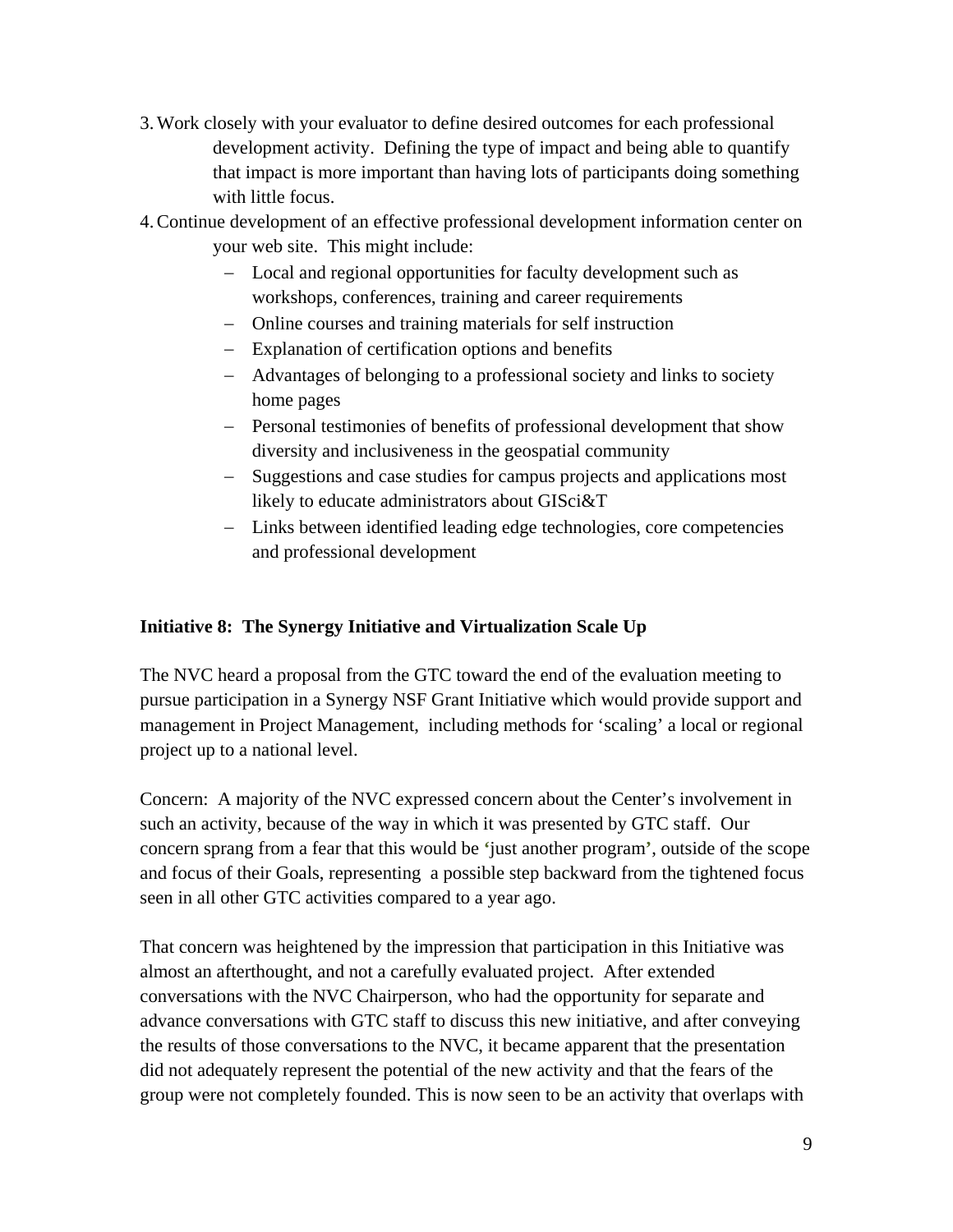3. Work closely with your evaluator to define desired outcomes for each professional development activity. Defining the type of impact and being able to quantify that impact is more important than having lots of participants doing something with little focus.
4. Continue development of an effective professional development information center on your web site. This might include:
   - Local and regional opportunities for faculty development such as workshops, conferences, training and career requirements
   - Online courses and training materials for self instruction
   - Explanation of certification options and benefits
   - Advantages of belonging to a professional society and links to society home pages
   - Personal testimonies of benefits of professional development that show diversity and inclusiveness in the geospatial community
   - Suggestions and case studies for campus projects and applications most likely to educate administrators about GISci&T
   - Links between identified leading edge technologies, core competencies and professional development

**Initiative 8: The Synergy Initiative and Virtualization Scale Up**

The NVC heard a proposal from the GTC toward the end of the evaluation meeting to pursue participation in a Synergy NSF Grant Initiative which would provide support and management in Project Management, including methods for 'scaling' a local or regional project up to a national level.

Concern: A majority of the NVC expressed concern about the Center's involvement in such an activity, because of the way in which it was presented by GTC staff. Our concern sprang from a fear that this would be 'just another program', outside of the scope and focus of their Goals, representing a possible step backward from the tightened focus seen in all other GTC activities compared to a year ago.

That concern was heightened by the impression that participation in this Initiative was almost an afterthought, and not a carefully evaluated project. After extended conversations with the NVC Chairperson, who had the opportunity for separate and advance conversations with GTC staff to discuss this new initiative, and after conveying the results of those conversations to the NVC, it became apparent that the presentation did not adequately represent the potential of the new activity and that the fears of the group were not completely founded. This is now seen to be an activity that overlaps with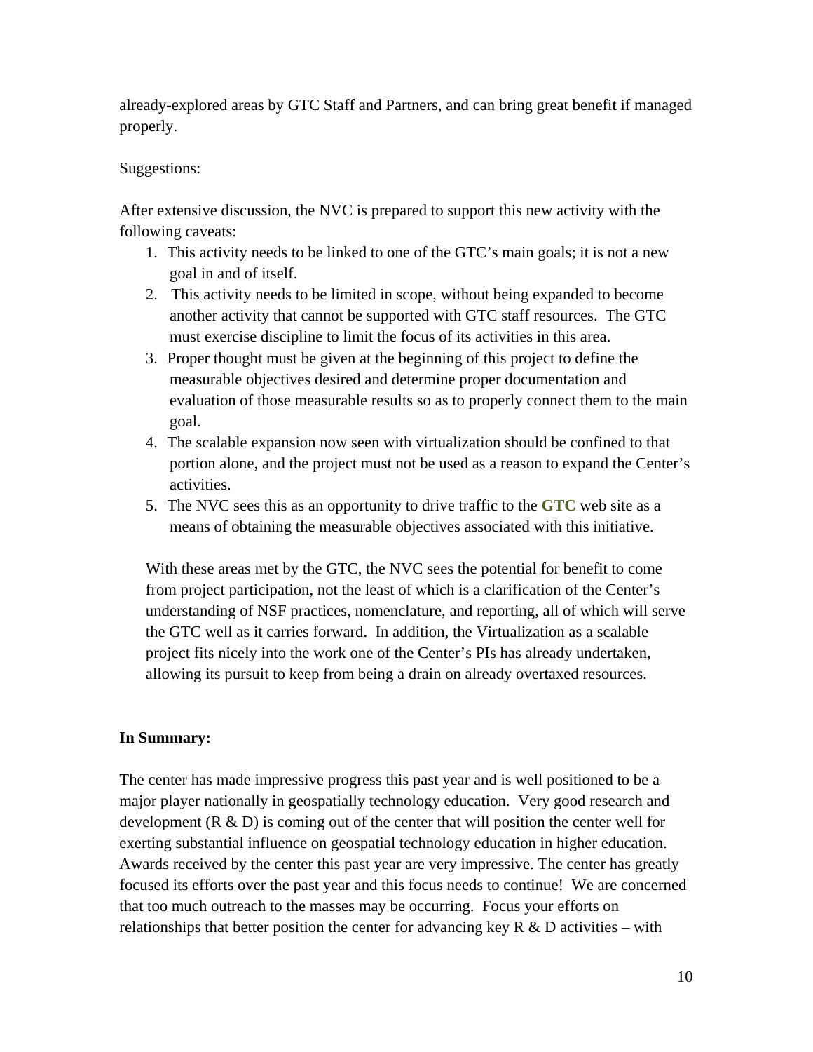already-explored areas by GTC Staff and Partners, and can bring great benefit if managed properly.

Suggestions:

After extensive discussion, the NVC is prepared to support this new activity with the following caveats:

1. This activity needs to be linked to one of the GTC's main goals; it is not a new goal in and of itself.
2. This activity needs to be limited in scope, without being expanded to become another activity that cannot be supported with GTC staff resources. The GTC must exercise discipline to limit the focus of its activities in this area.
3. Proper thought must be given at the beginning of this project to define the measurable objectives desired and determine proper documentation and evaluation of those measurable results so as to properly connect them to the main goal.
4. The scalable expansion now seen with virtualization should be confined to that portion alone, and the project must not be used as a reason to expand the Center's activities.
5. The NVC sees this as an opportunity to drive traffic to the **GTC** web site as a means of obtaining the measurable objectives associated with this initiative.

With these areas met by the GTC, the NVC sees the potential for benefit to come from project participation, not the least of which is a clarification of the Center's understanding of NSF practices, nomenclature, and reporting, all of which will serve the GTC well as it carries forward. In addition, the Virtualization as a scalable project fits nicely into the work one of the Center's PIs has already undertaken, allowing its pursuit to keep from being a drain on already overtaxed resources.

**In Summary:**

The center has made impressive progress this past year and is well positioned to be a major player nationally in geospatially technology education. Very good research and development (R & D) is coming out of the center that will position the center well for exerting substantial influence on geospatial technology education in higher education. Awards received by the center this past year are very impressive. The center has greatly focused its efforts over the past year and this focus needs to continue! We are concerned that too much outreach to the masses may be occurring. Focus your efforts on relationships that better position the center for advancing key R & D activities – with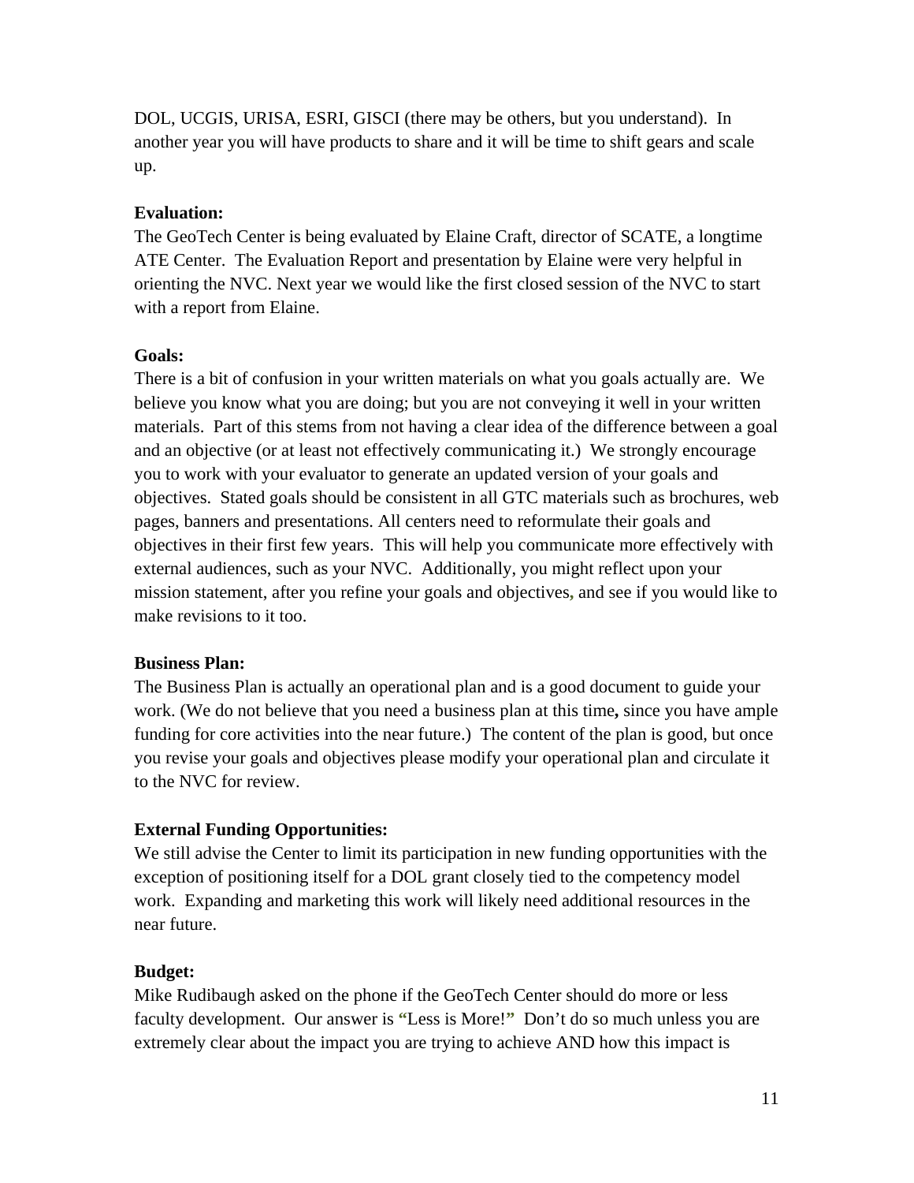DOL, UCGIS, URISA, ESRI, GISCI (there may be others, but you understand). In another year you will have products to share and it will be time to shift gears and scale up.

**Evaluation:**

The GeoTech Center is being evaluated by Elaine Craft, director of SCATE, a longtime ATE Center. The Evaluation Report and presentation by Elaine were very helpful in orienting the NVC. Next year we would like the first closed session of the NVC to start with a report from Elaine.

**Goals:**

There is a bit of confusion in your written materials on what you goals actually are. We believe you know what you are doing; but you are not conveying it well in your written materials. Part of this stems from not having a clear idea of the difference between a goal and an objective (or at least not effectively communicating it.) We strongly encourage you to work with your evaluator to generate an updated version of your goals and objectives. Stated goals should be consistent in all GTC materials such as brochures, web pages, banners and presentations. All centers need to reformulate their goals and objectives in their first few years. This will help you communicate more effectively with external audiences, such as your NVC. Additionally, you might reflect upon your mission statement, after you refine your goals and objectives, and see if you would like to make revisions to it too.

**Business Plan:**

The Business Plan is actually an operational plan and is a good document to guide your work. (We do not believe that you need a business plan at this time**,** since you have ample funding for core activities into the near future.) The content of the plan is good, but once you revise your goals and objectives please modify your operational plan and circulate it to the NVC for review.

**External Funding Opportunities:**

We still advise the Center to limit its participation in new funding opportunities with the exception of positioning itself for a DOL grant closely tied to the competency model work. Expanding and marketing this work will likely need additional resources in the near future.

**Budget:**

Mike Rudibaugh asked on the phone if the GeoTech Center should do more or less faculty development. Our answer is **"**Less is More!**"** Don't do so much unless you are extremely clear about the impact you are trying to achieve AND how this impact is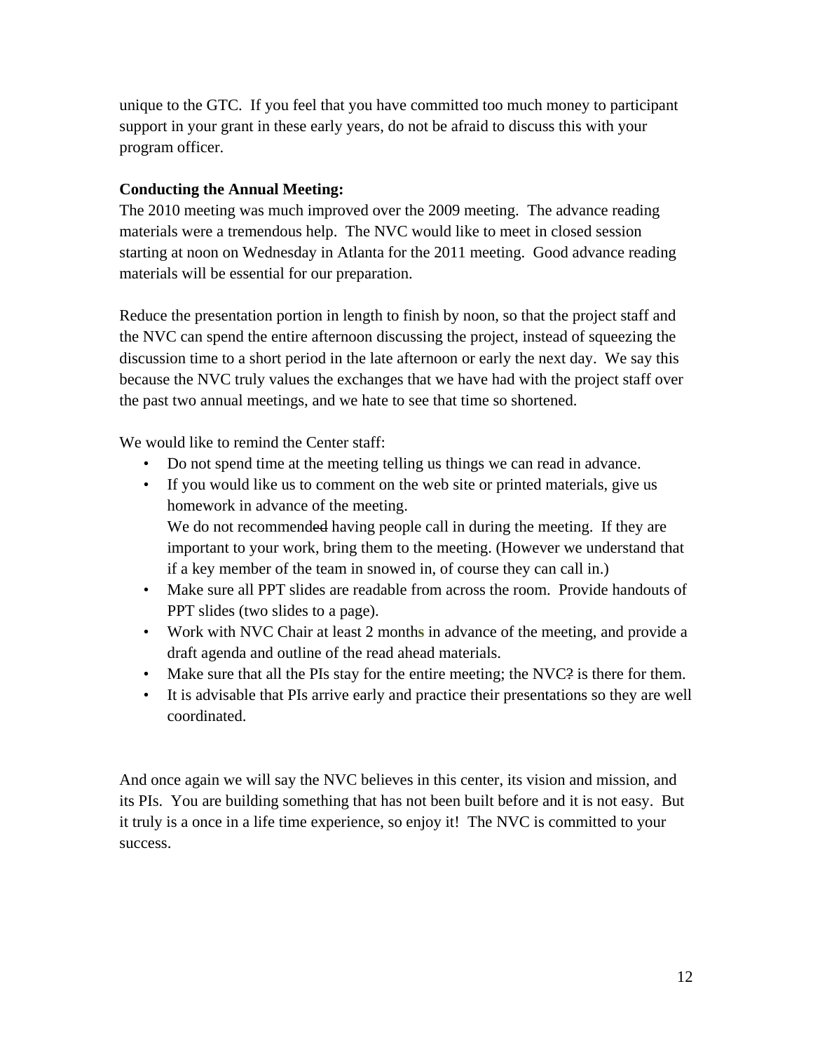unique to the GTC. If you feel that you have committed too much money to participant support in your grant in these early years, do not be afraid to discuss this with your program officer.

**Conducting the Annual Meeting:**
The 2010 meeting was much improved over the 2009 meeting. The advance reading materials were a tremendous help. The NVC would like to meet in closed session starting at noon on Wednesday in Atlanta for the 2011 meeting. Good advance reading materials will be essential for our preparation.

Reduce the presentation portion in length to finish by noon, so that the project staff and the NVC can spend the entire afternoon discussing the project, instead of squeezing the discussion time to a short period in the late afternoon or early the next day. We say this because the NVC truly values the exchanges that we have had with the project staff over the past two annual meetings, and we hate to see that time so shortened.

We would like to remind the Center staff:

- Do not spend time at the meeting telling us things we can read in advance.
- If you would like us to comment on the web site or printed materials, give us homework in advance of the meeting.
  We do not recommend~~ed~~ having people call in during the meeting. If they are important to your work, bring them to the meeting. (However we understand that if a key member of the team in snowed in, of course they can call in.)
- Make sure all PPT slides are readable from across the room. Provide handouts of PPT slides (two slides to a page).
- Work with NVC Chair at least 2 months in advance of the meeting, and provide a draft agenda and outline of the read ahead materials.
- Make sure that all the PIs stay for the entire meeting; the NVC~~?~~ is there for them.
- It is advisable that PIs arrive early and practice their presentations so they are well coordinated.

And once again we will say the NVC believes in this center, its vision and mission, and its PIs. You are building something that has not been built before and it is not easy. But it truly is a once in a life time experience, so enjoy it! The NVC is committed to your success.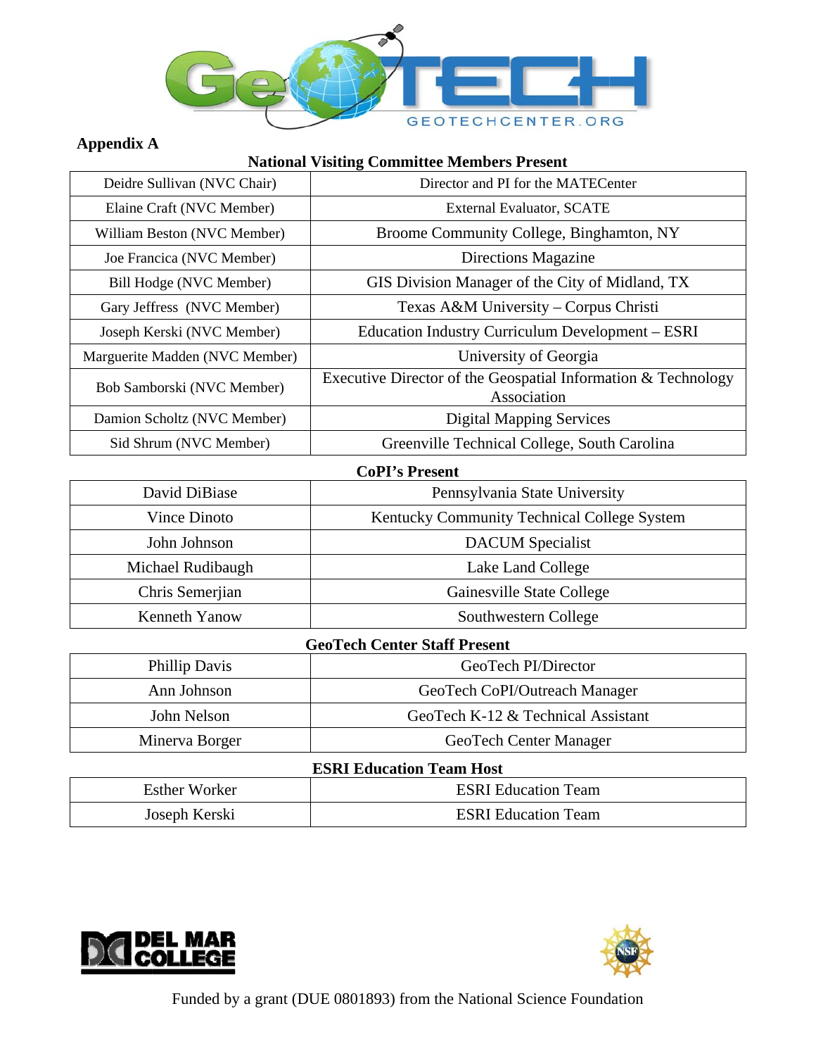## Appendix A

**National Visiting Committee Members Present**

| | |
|---|---|
| Deidre Sullivan (NVC Chair) | Director and PI for the MATECenter |
| Elaine Craft (NVC Member) | External Evaluator, SCATE |
| William Beston (NVC Member) | Broome Community College, Binghamton, NY |
| Joe Francica (NVC Member) | Directions Magazine |
| Bill Hodge (NVC Member) | GIS Division Manager of the City of Midland, TX |
| Gary Jeffress (NVC Member) | Texas A&M University – Corpus Christi |
| Joseph Kerski (NVC Member) | Education Industry Curriculum Development – ESRI |
| Marguerite Madden (NVC Member) | University of Georgia |
| Bob Samborski (NVC Member) | Executive Director of the Geospatial Information & Technology Association |
| Damion Scholtz (NVC Member) | Digital Mapping Services |
| Sid Shrum (NVC Member) | Greenville Technical College, South Carolina |

**CoPI's Present**

| | |
|---|---|
| David DiBiase | Pennsylvania State University |
| Vince Dinoto | Kentucky Community Technical College System |
| John Johnson | DACUM Specialist |
| Michael Rudibaugh | Lake Land College |
| Chris Semerjian | Gainesville State College |
| Kenneth Yanow | Southwestern College |

**GeoTech Center Staff Present**

| | |
|---|---|
| Phillip Davis | GeoTech PI/Director |
| Ann Johnson | GeoTech CoPI/Outreach Manager |
| John Nelson | GeoTech K-12 & Technical Assistant |
| Minerva Borger | GeoTech Center Manager |

**ESRI Education Team Host**

| | |
|---|---|
| Esther Worker | ESRI Education Team |
| Joseph Kerski | ESRI Education Team |

Funded by a grant (DUE 0801893) from the National Science Foundation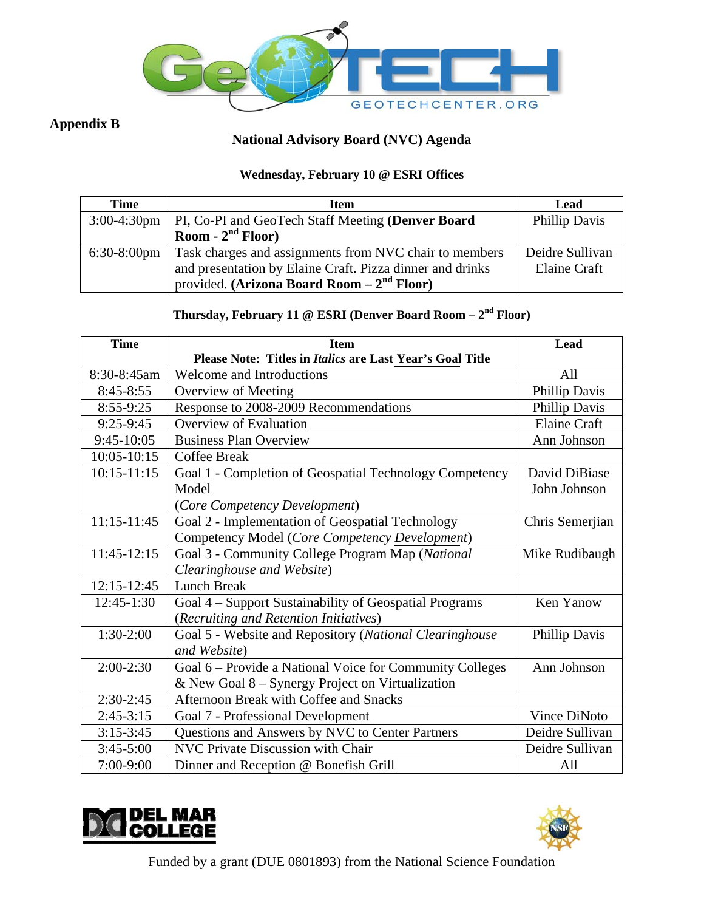**Appendix B**

## National Advisory Board (NVC) Agenda

### Wednesday, February 10 @ ESRI Offices

| Time | Item | Lead |
|---|---|---|
| 3:00-4:30pm | PI, Co-PI and GeoTech Staff Meeting **(Denver Board Room - 2nd Floor)** | Phillip Davis |
| 6:30-8:00pm | Task charges and assignments from NVC chair to members and presentation by Elaine Craft. Pizza dinner and drinks provided. **(Arizona Board Room – 2nd Floor)** | Deidre Sullivan<br>Elaine Craft |

### Thursday, February 11 @ ESRI (Denver Board Room – 2nd Floor)

| Time | Item<br>**Please Note: Titles in *Italics* are Last Year's Goal Title** | Lead |
|---|---|---|
| 8:30-8:45am | Welcome and Introductions | All |
| 8:45-8:55 | Overview of Meeting | Phillip Davis |
| 8:55-9:25 | Response to 2008-2009 Recommendations | Phillip Davis |
| 9:25-9:45 | Overview of Evaluation | Elaine Craft |
| 9:45-10:05 | Business Plan Overview | Ann Johnson |
| 10:05-10:15 | Coffee Break | |
| 10:15-11:15 | Goal 1 - Completion of Geospatial Technology Competency Model (*Core Competency Development*) | David DiBiase<br>John Johnson |
| 11:15-11:45 | Goal 2 - Implementation of Geospatial Technology Competency Model (*Core Competency Development*) | Chris Semerjian |
| 11:45-12:15 | Goal 3 - Community College Program Map (*National Clearinghouse and Website*) | Mike Rudibaugh |
| 12:15-12:45 | Lunch Break | |
| 12:45-1:30 | Goal 4 – Support Sustainability of Geospatial Programs (*Recruiting and Retention Initiatives*) | Ken Yanow |
| 1:30-2:00 | Goal 5 - Website and Repository (*National Clearinghouse and Website*) | Phillip Davis |
| 2:00-2:30 | Goal 6 – Provide a National Voice for Community Colleges & New Goal 8 – Synergy Project on Virtualization | Ann Johnson |
| 2:30-2:45 | Afternoon Break with Coffee and Snacks | |
| 2:45-3:15 | Goal 7 - Professional Development | Vince DiNoto |
| 3:15-3:45 | Questions and Answers by NVC to Center Partners | Deidre Sullivan |
| 3:45-5:00 | NVC Private Discussion with Chair | Deidre Sullivan |
| 7:00-9:00 | Dinner and Reception @ Bonefish Grill | All |

Funded by a grant (DUE 0801893) from the National Science Foundation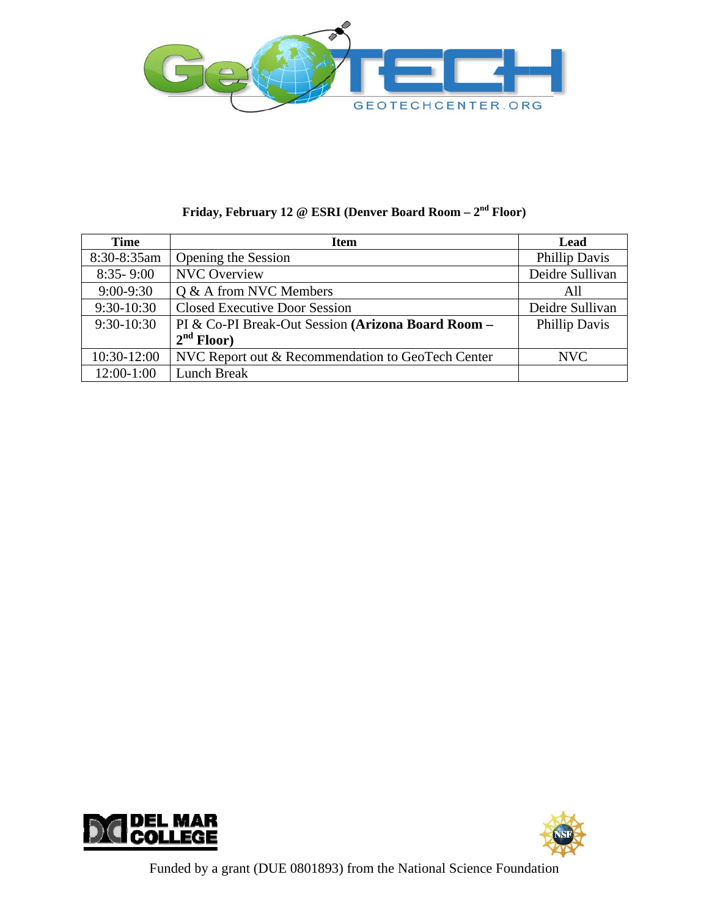**Friday, February 12 @ ESRI (Denver Board Room – 2nd Floor)**

| Time | Item | Lead |
|---|---|---|
| 8:30-8:35am | Opening the Session | Phillip Davis |
| 8:35- 9:00 | NVC Overview | Deidre Sullivan |
| 9:00-9:30 | Q & A from NVC Members | All |
| 9:30-10:30 | Closed Executive Door Session | Deidre Sullivan |
| 9:30-10:30 | PI & Co-PI Break-Out Session **(Arizona Board Room – 2nd Floor)** | Phillip Davis |
| 10:30-12:00 | NVC Report out & Recommendation to GeoTech Center | NVC |
| 12:00-1:00 | Lunch Break | |

Funded by a grant (DUE 0801893) from the National Science Foundation